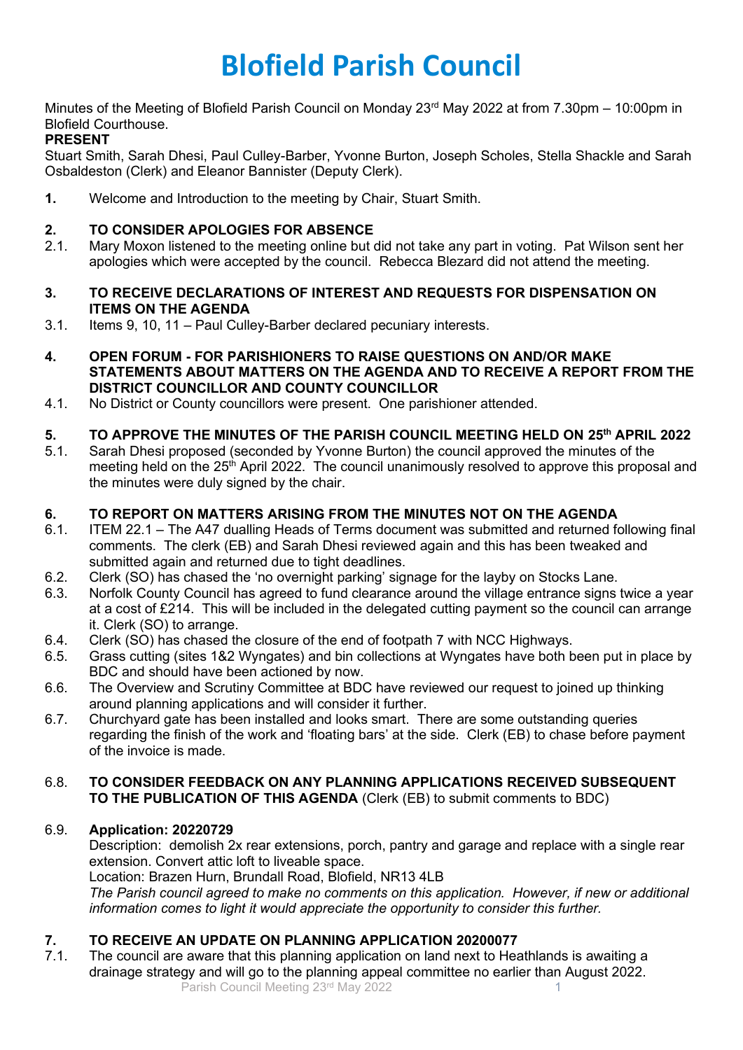# Blofield Parish Council

Minutes of the Meeting of Blofield Parish Council on Monday 23rd May 2022 at from 7.30pm – 10:00pm in Blofield Courthouse.

**PRESENT**

Stuart Smith, Sarah Dhesi, Paul Culley-Barber, Yvonne Burton, Joseph Scholes, Stella Shackle and Sarah Osbaldeston (Clerk) and Eleanor Bannister (Deputy Clerk).

**1.** Welcome and Introduction to the meeting by Chair, Stuart Smith.

**2. TO CONSIDER APOLOGIES FOR ABSENCE**

2.1. Mary Moxon listened to the meeting online but did not take any part in voting. Pat Wilson sent her apologies which were accepted by the council. Rebecca Blezard did not attend the meeting.

**3. TO RECEIVE DECLARATIONS OF INTEREST AND REQUESTS FOR DISPENSATION ON ITEMS ON THE AGENDA**

3.1. Items 9, 10, 11 – Paul Culley-Barber declared pecuniary interests.

**4. OPEN FORUM - FOR PARISHIONERS TO RAISE QUESTIONS ON AND/OR MAKE STATEMENTS ABOUT MATTERS ON THE AGENDA AND TO RECEIVE A REPORT FROM THE DISTRICT COUNCILLOR AND COUNTY COUNCILLOR**

4.1. No District or County councillors were present. One parishioner attended.

**5. TO APPROVE THE MINUTES OF THE PARISH COUNCIL MEETING HELD ON 25th APRIL 2022**

5.1. Sarah Dhesi proposed (seconded by Yvonne Burton) the council approved the minutes of the meeting held on the 25th April 2022. The council unanimously resolved to approve this proposal and the minutes were duly signed by the chair.

**6. TO REPORT ON MATTERS ARISING FROM THE MINUTES NOT ON THE AGENDA**

6.1. ITEM 22.1 – The A47 dualling Heads of Terms document was submitted and returned following final comments. The clerk (EB) and Sarah Dhesi reviewed again and this has been tweaked and submitted again and returned due to tight deadlines.

6.2. Clerk (SO) has chased the 'no overnight parking' signage for the layby on Stocks Lane.

6.3. Norfolk County Council has agreed to fund clearance around the village entrance signs twice a year at a cost of £214. This will be included in the delegated cutting payment so the council can arrange it. Clerk (SO) to arrange.

6.4. Clerk (SO) has chased the closure of the end of footpath 7 with NCC Highways.

6.5. Grass cutting (sites 1&2 Wyngates) and bin collections at Wyngates have both been put in place by BDC and should have been actioned by now.

6.6. The Overview and Scrutiny Committee at BDC have reviewed our request to joined up thinking around planning applications and will consider it further.

6.7. Churchyard gate has been installed and looks smart. There are some outstanding queries regarding the finish of the work and 'floating bars' at the side. Clerk (EB) to chase before payment of the invoice is made.

6.8. **TO CONSIDER FEEDBACK ON ANY PLANNING APPLICATIONS RECEIVED SUBSEQUENT TO THE PUBLICATION OF THIS AGENDA** (Clerk (EB) to submit comments to BDC)

6.9. **Application: 20220729**

Description: demolish 2x rear extensions, porch, pantry and garage and replace with a single rear extension. Convert attic loft to liveable space.

Location: Brazen Hurn, Brundall Road, Blofield, NR13 4LB

*The Parish council agreed to make no comments on this application. However, if new or additional information comes to light it would appreciate the opportunity to consider this further.*

**7. TO RECEIVE AN UPDATE ON PLANNING APPLICATION 20200077**

7.1. The council are aware that this planning application on land next to Heathlands is awaiting a drainage strategy and will go to the planning appeal committee no earlier than August 2022.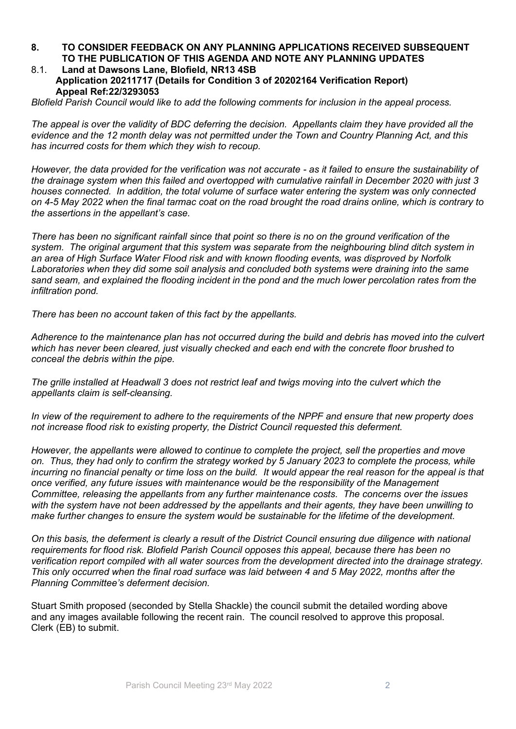## 8. TO CONSIDER FEEDBACK ON ANY PLANNING APPLICATIONS RECEIVED SUBSEQUENT TO THE PUBLICATION OF THIS AGENDA AND NOTE ANY PLANNING UPDATES

### 8.1. Land at Dawsons Lane, Blofield, NR13 4SB
**Application 20211717 (Details for Condition 3 of 20202164 Verification Report)**
**Appeal Ref:22/3293053**

*Blofield Parish Council would like to add the following comments for inclusion in the appeal process.*

*The appeal is over the validity of BDC deferring the decision. Appellants claim they have provided all the evidence and the 12 month delay was not permitted under the Town and Country Planning Act, and this has incurred costs for them which they wish to recoup.*

*However, the data provided for the verification was not accurate - as it failed to ensure the sustainability of the drainage system when this failed and overtopped with cumulative rainfall in December 2020 with just 3 houses connected. In addition, the total volume of surface water entering the system was only connected on 4-5 May 2022 when the final tarmac coat on the road brought the road drains online, which is contrary to the assertions in the appellant's case.*

*There has been no significant rainfall since that point so there is no on the ground verification of the system. The original argument that this system was separate from the neighbouring blind ditch system in an area of High Surface Water Flood risk and with known flooding events, was disproved by Norfolk Laboratories when they did some soil analysis and concluded both systems were draining into the same sand seam, and explained the flooding incident in the pond and the much lower percolation rates from the infiltration pond.*

*There has been no account taken of this fact by the appellants.*

*Adherence to the maintenance plan has not occurred during the build and debris has moved into the culvert which has never been cleared, just visually checked and each end with the concrete floor brushed to conceal the debris within the pipe.*

*The grille installed at Headwall 3 does not restrict leaf and twigs moving into the culvert which the appellants claim is self-cleansing.*

*In view of the requirement to adhere to the requirements of the NPPF and ensure that new property does not increase flood risk to existing property, the District Council requested this deferment.*

*However, the appellants were allowed to continue to complete the project, sell the properties and move on. Thus, they had only to confirm the strategy worked by 5 January 2023 to complete the process, while incurring no financial penalty or time loss on the build. It would appear the real reason for the appeal is that once verified, any future issues with maintenance would be the responsibility of the Management Committee, releasing the appellants from any further maintenance costs. The concerns over the issues with the system have not been addressed by the appellants and their agents, they have been unwilling to make further changes to ensure the system would be sustainable for the lifetime of the development.*

*On this basis, the deferment is clearly a result of the District Council ensuring due diligence with national requirements for flood risk. Blofield Parish Council opposes this appeal, because there has been no verification report compiled with all water sources from the development directed into the drainage strategy. This only occurred when the final road surface was laid between 4 and 5 May 2022, months after the Planning Committee's deferment decision.*

Stuart Smith proposed (seconded by Stella Shackle) the council submit the detailed wording above and any images available following the recent rain. The council resolved to approve this proposal. Clerk (EB) to submit.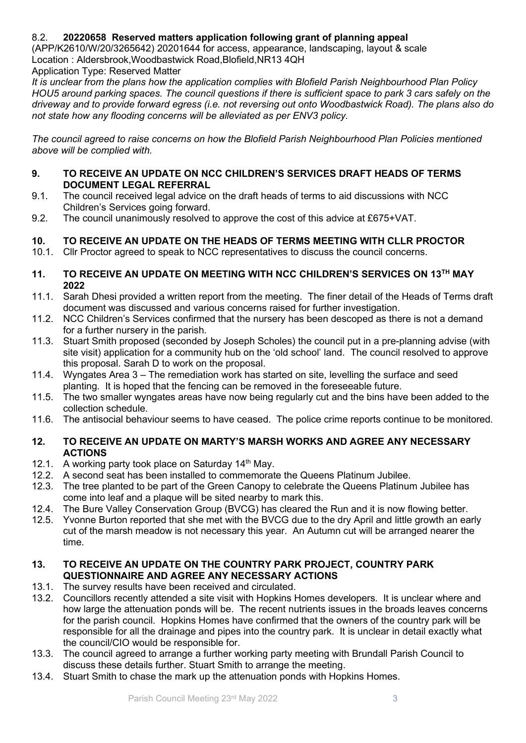8.2. **20220658 Reserved matters application following grant of planning appeal** (APP/K2610/W/20/3265642) 20201644 for access, appearance, landscaping, layout & scale
Location : Aldersbrook,Woodbastwick Road,Blofield,NR13 4QH
Application Type: Reserved Matter
*It is unclear from the plans how the application complies with Blofield Parish Neighbourhood Plan Policy HOU5 around parking spaces. The council questions if there is sufficient space to park 3 cars safely on the driveway and to provide forward egress (i.e. not reversing out onto Woodbastwick Road). The plans also do not state how any flooding concerns will be alleviated as per ENV3 policy.*

*The council agreed to raise concerns on how the Blofield Parish Neighbourhood Plan Policies mentioned above will be complied with.*

## 9. TO RECEIVE AN UPDATE ON NCC CHILDREN'S SERVICES DRAFT HEADS OF TERMS DOCUMENT LEGAL REFERRAL

9.1. The council received legal advice on the draft heads of terms to aid discussions with NCC Children's Services going forward.

9.2. The council unanimously resolved to approve the cost of this advice at £675+VAT.

## 10. TO RECEIVE AN UPDATE ON THE HEADS OF TERMS MEETING WITH CLLR PROCTOR

10.1. Cllr Proctor agreed to speak to NCC representatives to discuss the council concerns.

## 11. TO RECEIVE AN UPDATE ON MEETING WITH NCC CHILDREN'S SERVICES ON 13TH MAY 2022

11.1. Sarah Dhesi provided a written report from the meeting. The finer detail of the Heads of Terms draft document was discussed and various concerns raised for further investigation.

11.2. NCC Children's Services confirmed that the nursery has been descoped as there is not a demand for a further nursery in the parish.

11.3. Stuart Smith proposed (seconded by Joseph Scholes) the council put in a pre-planning advise (with site visit) application for a community hub on the 'old school' land. The council resolved to approve this proposal. Sarah D to work on the proposal.

11.4. Wyngates Area 3 – The remediation work has started on site, levelling the surface and seed planting. It is hoped that the fencing can be removed in the foreseeable future.

11.5. The two smaller wyngates areas have now being regularly cut and the bins have been added to the collection schedule.

11.6. The antisocial behaviour seems to have ceased. The police crime reports continue to be monitored.

## 12. TO RECEIVE AN UPDATE ON MARTY'S MARSH WORKS AND AGREE ANY NECESSARY ACTIONS

12.1. A working party took place on Saturday 14th May.

12.2. A second seat has been installed to commemorate the Queens Platinum Jubilee.

12.3. The tree planted to be part of the Green Canopy to celebrate the Queens Platinum Jubilee has come into leaf and a plaque will be sited nearby to mark this.

12.4. The Bure Valley Conservation Group (BVCG) has cleared the Run and it is now flowing better.

12.5. Yvonne Burton reported that she met with the BVCG due to the dry April and little growth an early cut of the marsh meadow is not necessary this year. An Autumn cut will be arranged nearer the time.

## 13. TO RECEIVE AN UPDATE ON THE COUNTRY PARK PROJECT, COUNTRY PARK QUESTIONNAIRE AND AGREE ANY NECESSARY ACTIONS

13.1. The survey results have been received and circulated.

13.2. Councillors recently attended a site visit with Hopkins Homes developers. It is unclear where and how large the attenuation ponds will be. The recent nutrients issues in the broads leaves concerns for the parish council. Hopkins Homes have confirmed that the owners of the country park will be responsible for all the drainage and pipes into the country park. It is unclear in detail exactly what the council/CIO would be responsible for.

13.3. The council agreed to arrange a further working party meeting with Brundall Parish Council to discuss these details further. Stuart Smith to arrange the meeting.

13.4. Stuart Smith to chase the mark up the attenuation ponds with Hopkins Homes.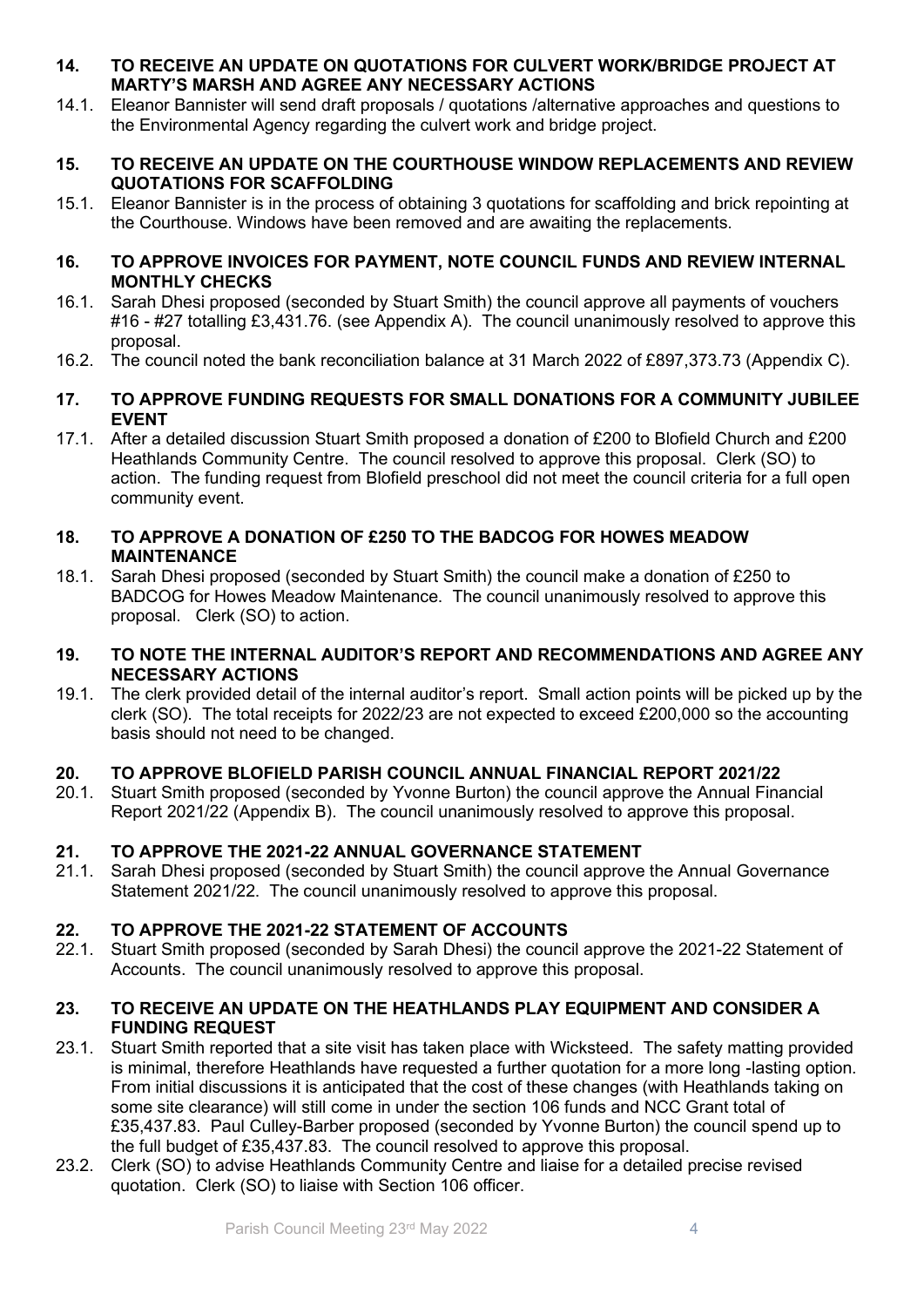## 14. TO RECEIVE AN UPDATE ON QUOTATIONS FOR CULVERT WORK/BRIDGE PROJECT AT MARTY'S MARSH AND AGREE ANY NECESSARY ACTIONS

14.1. Eleanor Bannister will send draft proposals / quotations /alternative approaches and questions to the Environmental Agency regarding the culvert work and bridge project.

## 15. TO RECEIVE AN UPDATE ON THE COURTHOUSE WINDOW REPLACEMENTS AND REVIEW QUOTATIONS FOR SCAFFOLDING

15.1. Eleanor Bannister is in the process of obtaining 3 quotations for scaffolding and brick repointing at the Courthouse. Windows have been removed and are awaiting the replacements.

## 16. TO APPROVE INVOICES FOR PAYMENT, NOTE COUNCIL FUNDS AND REVIEW INTERNAL MONTHLY CHECKS

16.1. Sarah Dhesi proposed (seconded by Stuart Smith) the council approve all payments of vouchers #16 - #27 totalling £3,431.76. (see Appendix A). The council unanimously resolved to approve this proposal.

16.2. The council noted the bank reconciliation balance at 31 March 2022 of £897,373.73 (Appendix C).

## 17. TO APPROVE FUNDING REQUESTS FOR SMALL DONATIONS FOR A COMMUNITY JUBILEE EVENT

17.1. After a detailed discussion Stuart Smith proposed a donation of £200 to Blofield Church and £200 Heathlands Community Centre. The council resolved to approve this proposal. Clerk (SO) to action. The funding request from Blofield preschool did not meet the council criteria for a full open community event.

## 18. TO APPROVE A DONATION OF £250 TO THE BADCOG FOR HOWES MEADOW MAINTENANCE

18.1. Sarah Dhesi proposed (seconded by Stuart Smith) the council make a donation of £250 to BADCOG for Howes Meadow Maintenance. The council unanimously resolved to approve this proposal. Clerk (SO) to action.

## 19. TO NOTE THE INTERNAL AUDITOR'S REPORT AND RECOMMENDATIONS AND AGREE ANY NECESSARY ACTIONS

19.1. The clerk provided detail of the internal auditor's report. Small action points will be picked up by the clerk (SO). The total receipts for 2022/23 are not expected to exceed £200,000 so the accounting basis should not need to be changed.

## 20. TO APPROVE BLOFIELD PARISH COUNCIL ANNUAL FINANCIAL REPORT 2021/22

20.1. Stuart Smith proposed (seconded by Yvonne Burton) the council approve the Annual Financial Report 2021/22 (Appendix B). The council unanimously resolved to approve this proposal.

## 21. TO APPROVE THE 2021-22 ANNUAL GOVERNANCE STATEMENT

21.1. Sarah Dhesi proposed (seconded by Stuart Smith) the council approve the Annual Governance Statement 2021/22. The council unanimously resolved to approve this proposal.

## 22. TO APPROVE THE 2021-22 STATEMENT OF ACCOUNTS

22.1. Stuart Smith proposed (seconded by Sarah Dhesi) the council approve the 2021-22 Statement of Accounts. The council unanimously resolved to approve this proposal.

## 23. TO RECEIVE AN UPDATE ON THE HEATHLANDS PLAY EQUIPMENT AND CONSIDER A FUNDING REQUEST

23.1. Stuart Smith reported that a site visit has taken place with Wicksteed. The safety matting provided is minimal, therefore Heathlands have requested a further quotation for a more long -lasting option. From initial discussions it is anticipated that the cost of these changes (with Heathlands taking on some site clearance) will still come in under the section 106 funds and NCC Grant total of £35,437.83. Paul Culley-Barber proposed (seconded by Yvonne Burton) the council spend up to the full budget of £35,437.83. The council resolved to approve this proposal.

23.2. Clerk (SO) to advise Heathlands Community Centre and liaise for a detailed precise revised quotation. Clerk (SO) to liaise with Section 106 officer.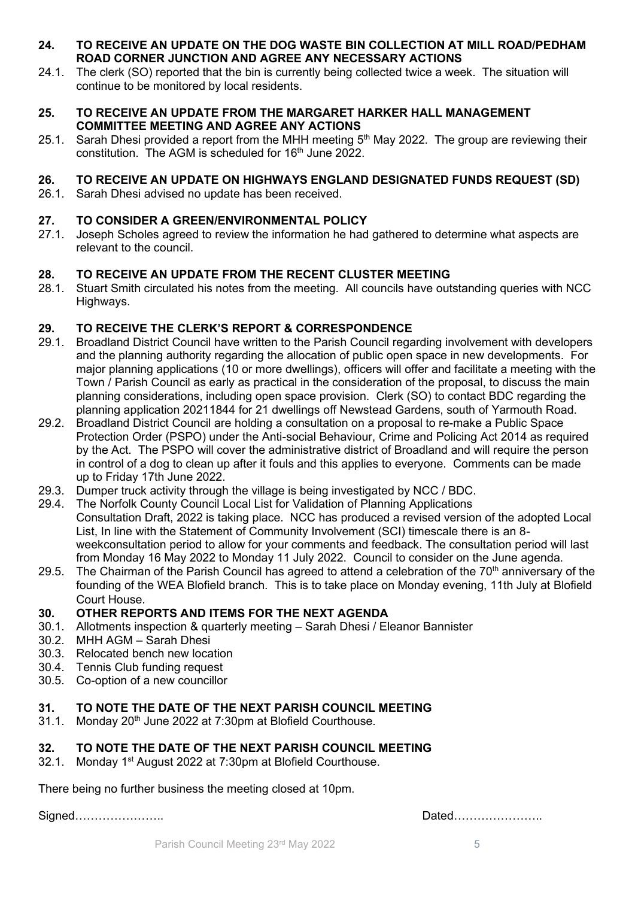**24. TO RECEIVE AN UPDATE ON THE DOG WASTE BIN COLLECTION AT MILL ROAD/PEDHAM ROAD CORNER JUNCTION AND AGREE ANY NECESSARY ACTIONS**

24.1. The clerk (SO) reported that the bin is currently being collected twice a week. The situation will continue to be monitored by local residents.

**25. TO RECEIVE AN UPDATE FROM THE MARGARET HARKER HALL MANAGEMENT COMMITTEE MEETING AND AGREE ANY ACTIONS**

25.1. Sarah Dhesi provided a report from the MHH meeting 5th May 2022. The group are reviewing their constitution. The AGM is scheduled for 16th June 2022.

**26. TO RECEIVE AN UPDATE ON HIGHWAYS ENGLAND DESIGNATED FUNDS REQUEST (SD)**

26.1. Sarah Dhesi advised no update has been received.

**27. TO CONSIDER A GREEN/ENVIRONMENTAL POLICY**

27.1. Joseph Scholes agreed to review the information he had gathered to determine what aspects are relevant to the council.

**28. TO RECEIVE AN UPDATE FROM THE RECENT CLUSTER MEETING**

28.1. Stuart Smith circulated his notes from the meeting. All councils have outstanding queries with NCC Highways.

**29. TO RECEIVE THE CLERK'S REPORT & CORRESPONDENCE**

29.1. Broadland District Council have written to the Parish Council regarding involvement with developers and the planning authority regarding the allocation of public open space in new developments. For major planning applications (10 or more dwellings), officers will offer and facilitate a meeting with the Town / Parish Council as early as practical in the consideration of the proposal, to discuss the main planning considerations, including open space provision. Clerk (SO) to contact BDC regarding the planning application 20211844 for 21 dwellings off Newstead Gardens, south of Yarmouth Road.

29.2. Broadland District Council are holding a consultation on a proposal to re-make a Public Space Protection Order (PSPO) under the Anti-social Behaviour, Crime and Policing Act 2014 as required by the Act. The PSPO will cover the administrative district of Broadland and will require the person in control of a dog to clean up after it fouls and this applies to everyone. Comments can be made up to Friday 17th June 2022.

29.3. Dumper truck activity through the village is being investigated by NCC / BDC.

29.4. The Norfolk County Council Local List for Validation of Planning Applications Consultation Draft, 2022 is taking place. NCC has produced a revised version of the adopted Local List, In line with the Statement of Community Involvement (SCI) timescale there is an 8-weekconsultation period to allow for your comments and feedback. The consultation period will last from Monday 16 May 2022 to Monday 11 July 2022. Council to consider on the June agenda.

29.5. The Chairman of the Parish Council has agreed to attend a celebration of the 70th anniversary of the founding of the WEA Blofield branch. This is to take place on Monday evening, 11th July at Blofield Court House.

**30. OTHER REPORTS AND ITEMS FOR THE NEXT AGENDA**

30.1. Allotments inspection & quarterly meeting – Sarah Dhesi / Eleanor Bannister
30.2. MHH AGM – Sarah Dhesi
30.3. Relocated bench new location
30.4. Tennis Club funding request
30.5. Co-option of a new councillor

**31. TO NOTE THE DATE OF THE NEXT PARISH COUNCIL MEETING**

31.1. Monday 20th June 2022 at 7:30pm at Blofield Courthouse.

**32. TO NOTE THE DATE OF THE NEXT PARISH COUNCIL MEETING**

32.1. Monday 1st August 2022 at 7:30pm at Blofield Courthouse.

There being no further business the meeting closed at 10pm.

Signed………………….. Dated…………………..